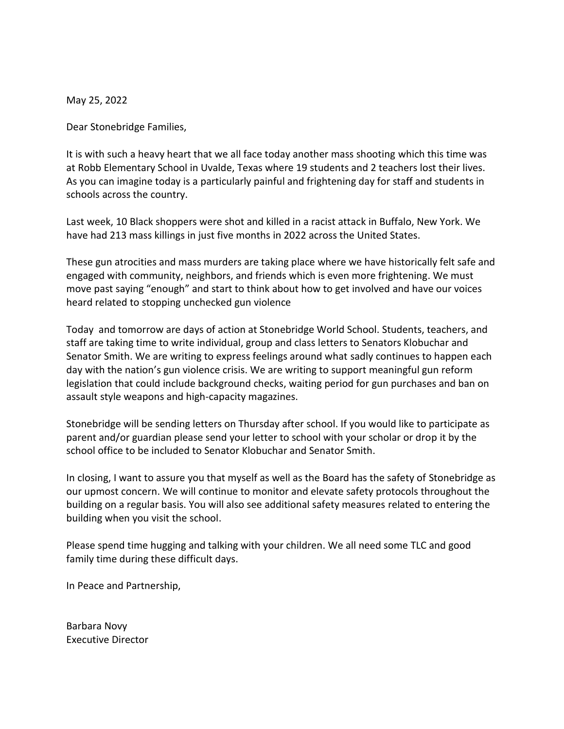May 25, 2022

Dear Stonebridge Families,

It is with such a heavy heart that we all face today another mass shooting which this time was at Robb Elementary School in Uvalde, Texas where 19 students and 2 teachers lost their lives. As you can imagine today is a particularly painful and frightening day for staff and students in schools across the country.

Last week, 10 Black shoppers were shot and killed in a racist attack in Buffalo, New York. We have had 213 mass killings in just five months in 2022 across the United States.

These gun atrocities and mass murders are taking place where we have historically felt safe and engaged with community, neighbors, and friends which is even more frightening. We must move past saying "enough" and start to think about how to get involved and have our voices heard related to stopping unchecked gun violence

Today and tomorrow are days of action at Stonebridge World School. Students, teachers, and staff are taking time to write individual, group and class letters to Senators Klobuchar and Senator Smith. We are writing to express feelings around what sadly continues to happen each day with the nation's gun violence crisis. We are writing to support meaningful gun reform legislation that could include background checks, waiting period for gun purchases and ban on assault style weapons and high-capacity magazines.

Stonebridge will be sending letters on Thursday after school. If you would like to participate as parent and/or guardian please send your letter to school with your scholar or drop it by the school office to be included to Senator Klobuchar and Senator Smith.

In closing, I want to assure you that myself as well as the Board has the safety of Stonebridge as our upmost concern. We will continue to monitor and elevate safety protocols throughout the building on a regular basis. You will also see additional safety measures related to entering the building when you visit the school.

Please spend time hugging and talking with your children. We all need some TLC and good family time during these difficult days.

In Peace and Partnership,

Barbara Novy
Executive Director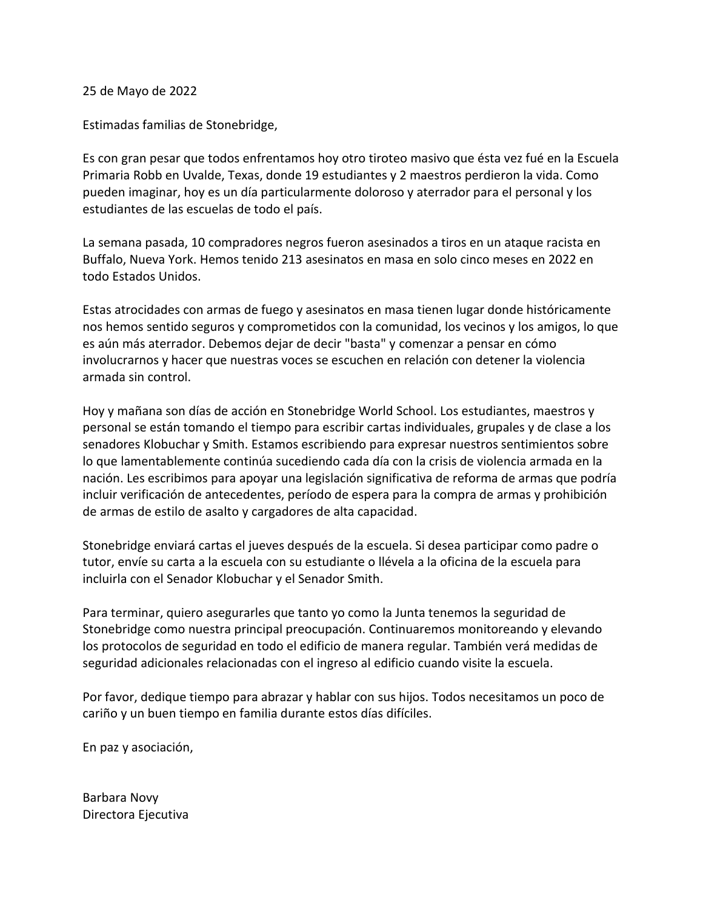25 de Mayo de 2022

Estimadas familias de Stonebridge,

Es con gran pesar que todos enfrentamos hoy otro tiroteo masivo que ésta vez fué en la Escuela Primaria Robb en Uvalde, Texas, donde 19 estudiantes y 2 maestros perdieron la vida. Como pueden imaginar, hoy es un día particularmente doloroso y aterrador para el personal y los estudiantes de las escuelas de todo el país.

La semana pasada, 10 compradores negros fueron asesinados a tiros en un ataque racista en Buffalo, Nueva York. Hemos tenido 213 asesinatos en masa en solo cinco meses en 2022 en todo Estados Unidos.

Estas atrocidades con armas de fuego y asesinatos en masa tienen lugar donde históricamente nos hemos sentido seguros y comprometidos con la comunidad, los vecinos y los amigos, lo que es aún más aterrador. Debemos dejar de decir "basta" y comenzar a pensar en cómo involucrarnos y hacer que nuestras voces se escuchen en relación con detener la violencia armada sin control.

Hoy y mañana son días de acción en Stonebridge World School. Los estudiantes, maestros y personal se están tomando el tiempo para escribir cartas individuales, grupales y de clase a los senadores Klobuchar y Smith. Estamos escribiendo para expresar nuestros sentimientos sobre lo que lamentablemente continúa sucediendo cada día con la crisis de violencia armada en la nación. Les escribimos para apoyar una legislación significativa de reforma de armas que podría incluir verificación de antecedentes, período de espera para la compra de armas y prohibición de armas de estilo de asalto y cargadores de alta capacidad.

Stonebridge enviará cartas el jueves después de la escuela. Si desea participar como padre o tutor, envíe su carta a la escuela con su estudiante o llévela a la oficina de la escuela para incluirla con el Senador Klobuchar y el Senador Smith.

Para terminar, quiero asegurarles que tanto yo como la Junta tenemos la seguridad de Stonebridge como nuestra principal preocupación. Continuaremos monitoreando y elevando los protocolos de seguridad en todo el edificio de manera regular. También verá medidas de seguridad adicionales relacionadas con el ingreso al edificio cuando visite la escuela.

Por favor, dedique tiempo para abrazar y hablar con sus hijos. Todos necesitamos un poco de cariño y un buen tiempo en familia durante estos días difíciles.

En paz y asociación,

Barbara Novy
Directora Ejecutiva